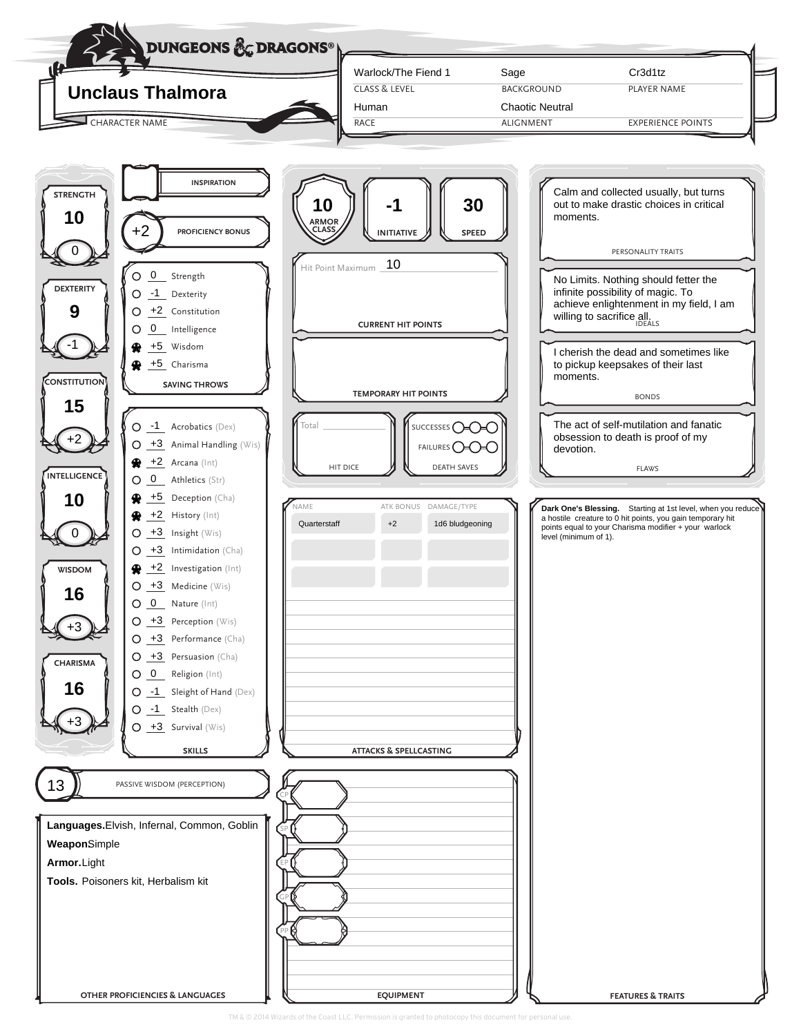# DUNGEONS & DRAGONS

**CHARACTER NAME:** Unclaus Thalmora

| CLASS & LEVEL | BACKGROUND | PLAYER NAME |
|---|---|---|
| Warlock/The Fiend 1 | Sage | Cr3d1tz |

| RACE | ALIGNMENT | EXPERIENCE POINTS |
|---|---|---|
| Human | Chaotic Neutral | |

## Ability Scores

| Ability | Score | Modifier |
|---|---|---|
| STRENGTH | 10 | 0 |
| DEXTERITY | 9 | -1 |
| CONSTITUTION | 15 | +2 |
| INTELLIGENCE | 10 | 0 |
| WISDOM | 16 | +3 |
| CHARISMA | 16 | +3 |

**INSPIRATION**

**PROFICIENCY BONUS:** +2

## Saving Throws

| Proficient | Bonus | Saving Throw |
|---|---|---|
| ○ | 0 | Strength |
| ○ | -1 | Dexterity |
| ○ | +2 | Constitution |
| ○ | 0 | Intelligence |
| ● | +5 | Wisdom |
| ● | +5 | Charisma |

## Skills

| Proficient | Bonus | Skill |
|---|---|---|
| ○ | -1 | Acrobatics (Dex) |
| ○ | +3 | Animal Handling (Wis) |
| ● | +2 | Arcana (Int) |
| ○ | 0 | Athletics (Str) |
| ● | +5 | Deception (Cha) |
| ● | +2 | History (Int) |
| ○ | +3 | Insight (Wis) |
| ○ | +3 | Intimidation (Cha) |
| ● | +2 | Investigation (Int) |
| ○ | +3 | Medicine (Wis) |
| ○ | 0 | Nature (Int) |
| ○ | +3 | Perception (Wis) |
| ○ | +3 | Performance (Cha) |
| ○ | +3 | Persuasion (Cha) |
| ○ | 0 | Religion (Int) |
| ○ | -1 | Sleight of Hand (Dex) |
| ○ | -1 | Stealth (Dex) |
| ○ | +3 | Survival (Wis) |

**PASSIVE WISDOM (PERCEPTION):** 13

## Other Proficiencies & Languages

**Languages.** Elvish, Infernal, Common, Goblin

**Weapon** Simple

**Armor.** Light

**Tools.** Poisoners kit, Herbalism kit

## Combat

| ARMOR CLASS | INITIATIVE | SPEED |
|---|---|---|
| 10 | -1 | 30 |

Hit Point Maximum: 10

CURRENT HIT POINTS

TEMPORARY HIT POINTS

HIT DICE — Total:

DEATH SAVES — SUCCESSES ○-○-○ FAILURES ○-○-○

## Attacks & Spellcasting

| NAME | ATK BONUS | DAMAGE/TYPE |
|---|---|---|
| Quarterstaff | +2 | 1d6 bludgeoning |

## Equipment

CP:
SP:
EP:
GP:
PP:

## Personality Traits

Calm and collected usually, but turns out to make drastic choices in critical moments.

## Ideals

No Limits. Nothing should fetter the infinite possibility of magic. To achieve enlightenment in my field, I am willing to sacrifice all.

## Bonds

I cherish the dead and sometimes like to pickup keepsakes of their last moments.

## Flaws

The act of self-mutilation and fanatic obsession to death is proof of my devotion.

## Features & Traits

**Dark One's Blessing.** Starting at 1st level, when you reduce a hostile creature to 0 hit points, you gain temporary hit points equal to your Charisma modifier + your warlock level (minimum of 1).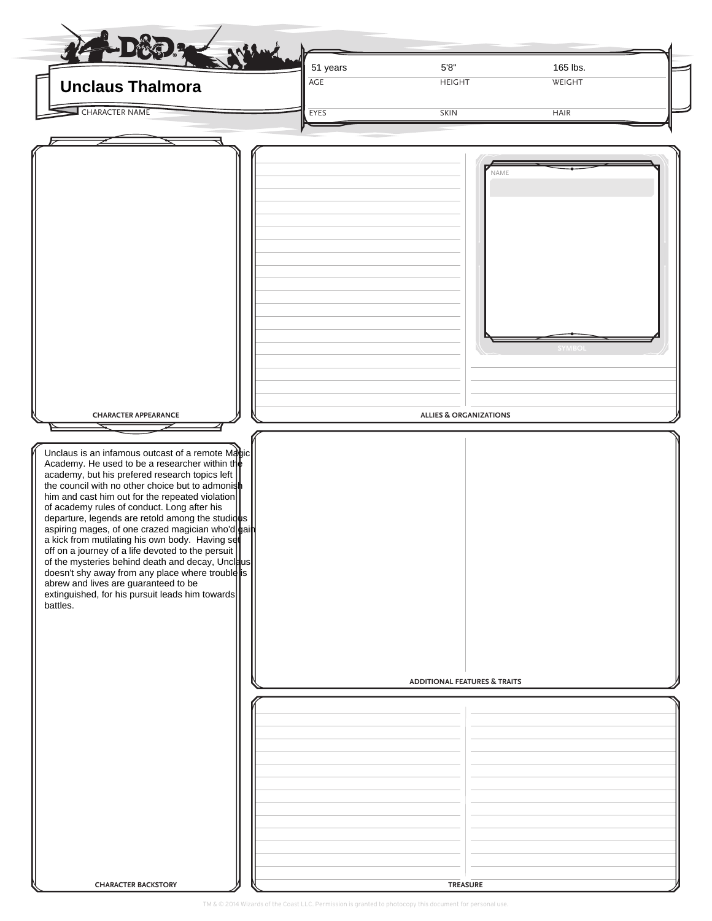# Unclaus Thalmora

CHARACTER NAME

| AGE | HEIGHT | WEIGHT |
|---|---|---|
| 51 years | 5'8" | 165 lbs. |

| EYES | SKIN | HAIR |
|---|---|---|
| | | |

## CHARACTER APPEARANCE

## ALLIES & ORGANIZATIONS

NAME

SYMBOL

## CHARACTER BACKSTORY

Unclaus is an infamous outcast of a remote Magic Academy. He used to be a researcher within the academy, but his prefered research topics left the council with no other choice but to admonish him and cast him out for the repeated violation of academy rules of conduct. Long after his departure, legends are retold among the studious aspiring mages, of one crazed magician who'd gain a kick from mutilating his own body. Having set off on a journey of a life devoted to the persuit of the mysteries behind death and decay, Unclaus doesn't shy away from any place where trouble is abrew and lives are guaranteed to be extinguished, for his pursuit leads him towards battles.

## ADDITIONAL FEATURES & TRAITS

## TREASURE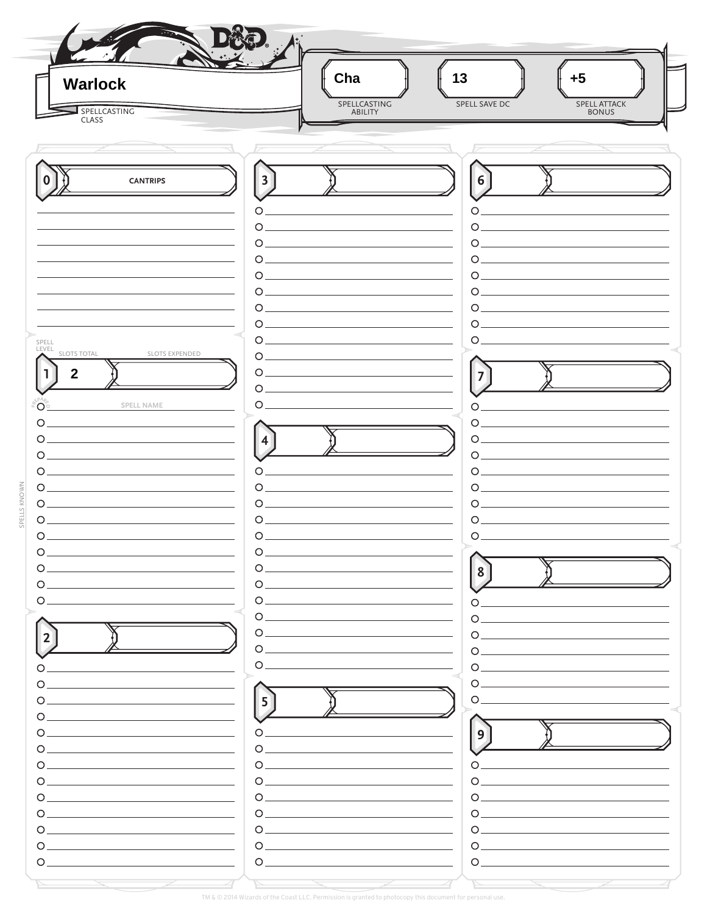Warlock

SPELLCASTING CLASS

| SPELLCASTING ABILITY | SPELL SAVE DC | SPELL ATTACK BONUS |
| --- | --- | --- |
| Cha | 13 | +5 |

0 CANTRIPS

SPELL LEVEL

| SLOTS TOTAL | SLOTS EXPENDED |
| --- | --- |
| 1 — 2 | |

PREPARED SPELL NAME

SPELLS KNOWN

2

3

4

5

6

7

8

9

TM & © 2014 Wizards of the Coast LLC. Permission is granted to photocopy this document for personal use.